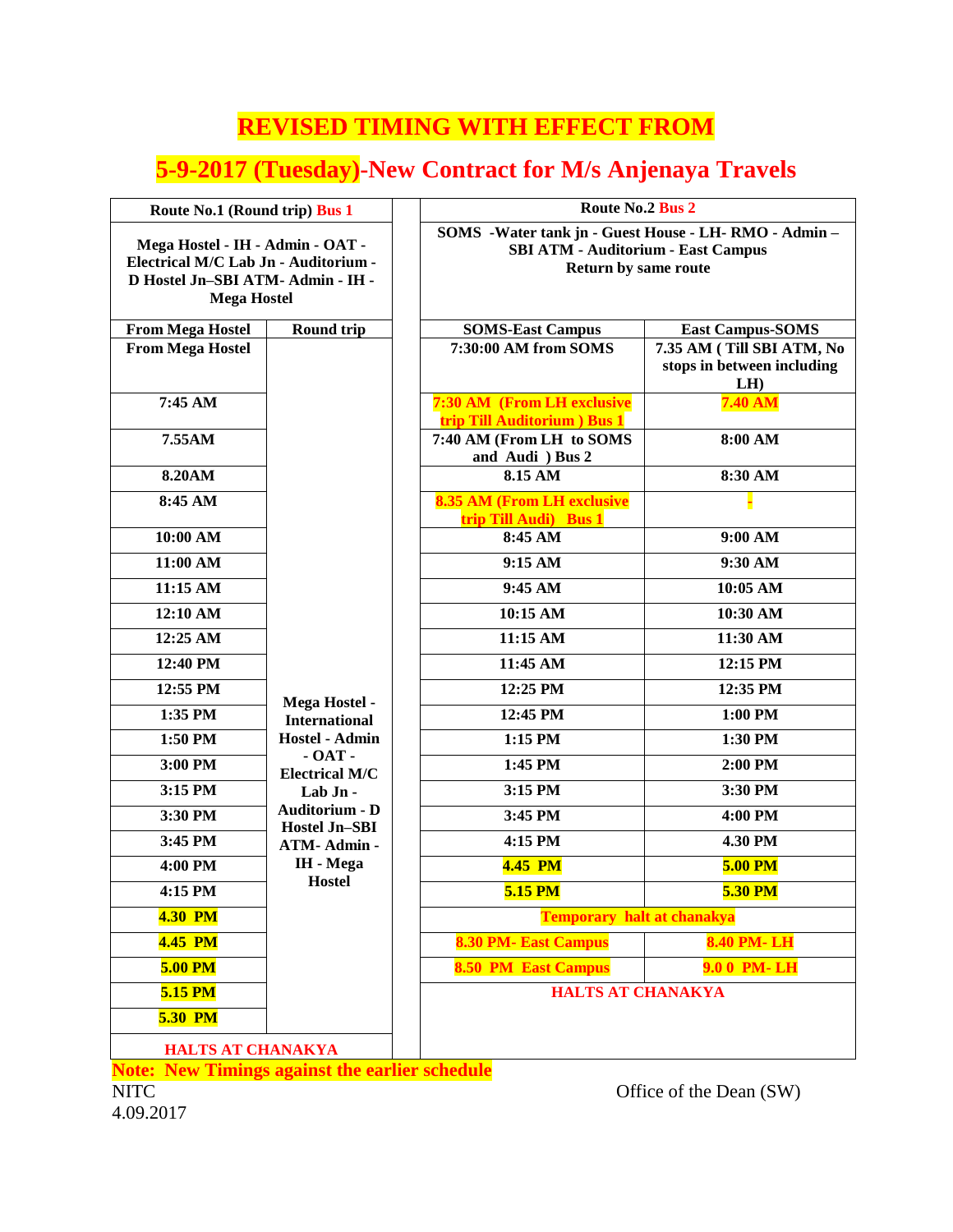# REVISED TIMING WITH EFFECT FROM

# 5-9-2017 (Tuesday)-New Contract for M/s Anjenaya Travels

| Route No.1 (Round trip) Bus 1 | | Route No.2 Bus 2 | |
|---|---|---|---|
| Mega Hostel - IH - Admin - OAT - Electrical M/C Lab Jn - Auditorium - D Hostel Jn–SBI ATM- Admin - IH - Mega Hostel | | SOMS -Water tank jn - Guest House - LH- RMO - Admin – SBI ATM - Auditorium - East Campus Return by same route | |
| From Mega Hostel | Round trip | SOMS-East Campus | East Campus-SOMS |
| From Mega Hostel | Mega Hostel - International Hostel - Admin - OAT - Electrical M/C Lab Jn - Auditorium - D Hostel Jn–SBI ATM- Admin - IH - Mega Hostel | 7:30:00 AM from SOMS | 7.35 AM ( Till SBI ATM, No stops in between including LH) |
| 7:45 AM | | 7:30 AM (From LH exclusive trip Till Auditorium ) Bus 1 | 7.40 AM |
| 7.55AM | | 7:40 AM (From LH to SOMS and Audi ) Bus 2 | 8:00 AM |
| 8.20AM | | 8.15 AM | 8:30 AM |
| 8:45 AM | | 8.35 AM (From LH exclusive trip Till Audi) Bus 1 | - |
| 10:00 AM | | 8:45 AM | 9:00 AM |
| 11:00 AM | | 9:15 AM | 9:30 AM |
| 11:15 AM | | 9:45 AM | 10:05 AM |
| 12:10 AM | | 10:15 AM | 10:30 AM |
| 12:25 AM | | 11:15 AM | 11:30 AM |
| 12:40 PM | | 11:45 AM | 12:15 PM |
| 12:55 PM | | 12:25 PM | 12:35 PM |
| 1:35 PM | | 12:45 PM | 1:00 PM |
| 1:50 PM | | 1:15 PM | 1:30 PM |
| 3:00 PM | | 1:45 PM | 2:00 PM |
| 3:15 PM | | 3:15 PM | 3:30 PM |
| 3:30 PM | | 3:45 PM | 4:00 PM |
| 3:45 PM | | 4:15 PM | 4.30 PM |
| 4:00 PM | | 4.45 PM | 5.00 PM |
| 4:15 PM | | 5.15 PM | 5.30 PM |
| 4.30 PM | | Temporary halt at chanakya | |
| 4.45 PM | | 8.30 PM- East Campus | 8.40 PM- LH |
| 5.00 PM | | 8.50 PM East Campus | 9.0 0 PM- LH |
| 5.15 PM | | HALTS AT CHANAKYA | |
| 5.30 PM | | | |
| HALTS AT CHANAKYA | | | |

**Note: New Timings against the earlier schedule**

NITC

4.09.2017

Office of the Dean (SW)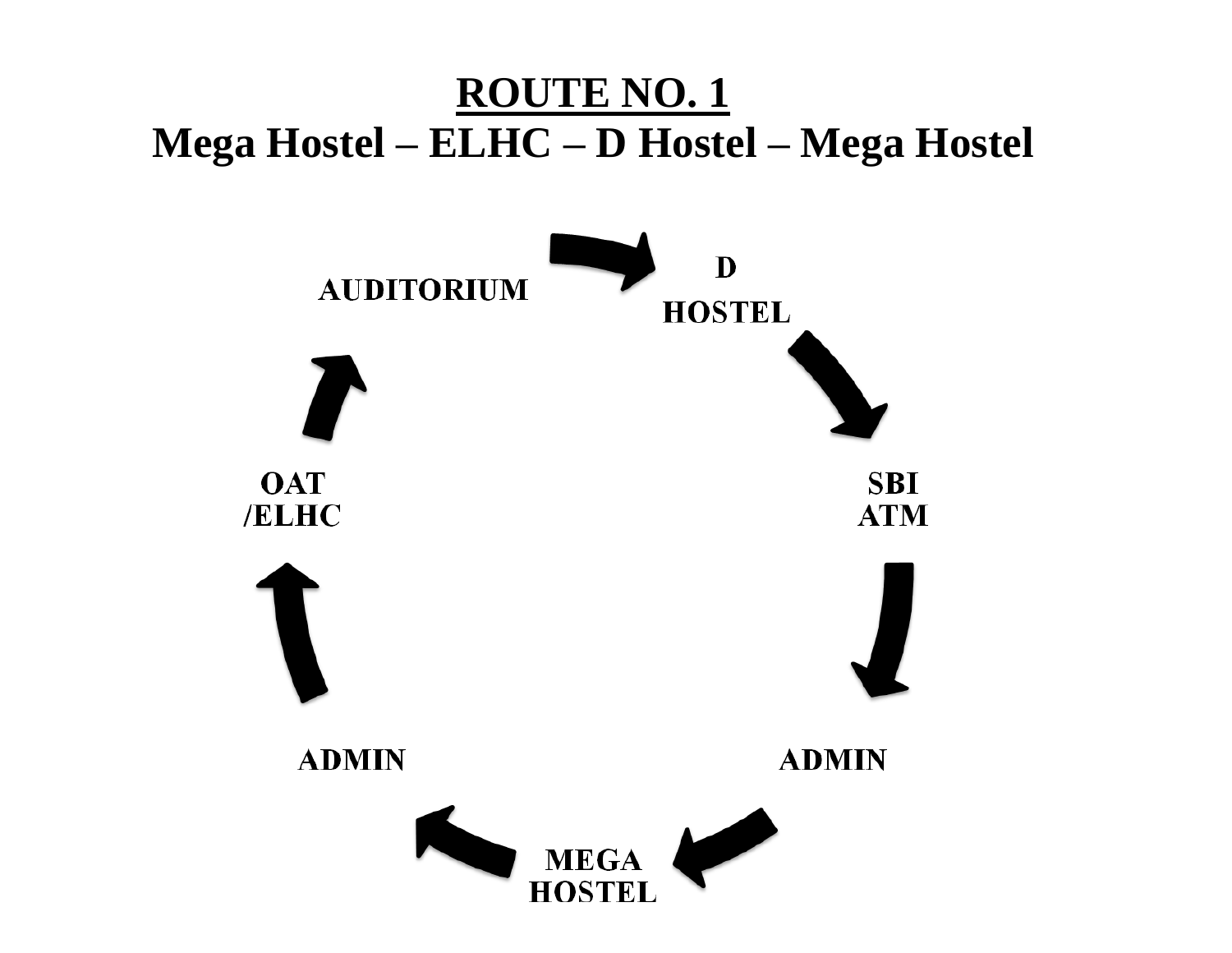# ROUTE NO. 1

## Mega Hostel – ELHC – D Hostel – Mega Hostel

AUDITORIUM

D HOSTEL

SBI ATM

ADMIN

MEGA HOSTEL

ADMIN

OAT /ELHC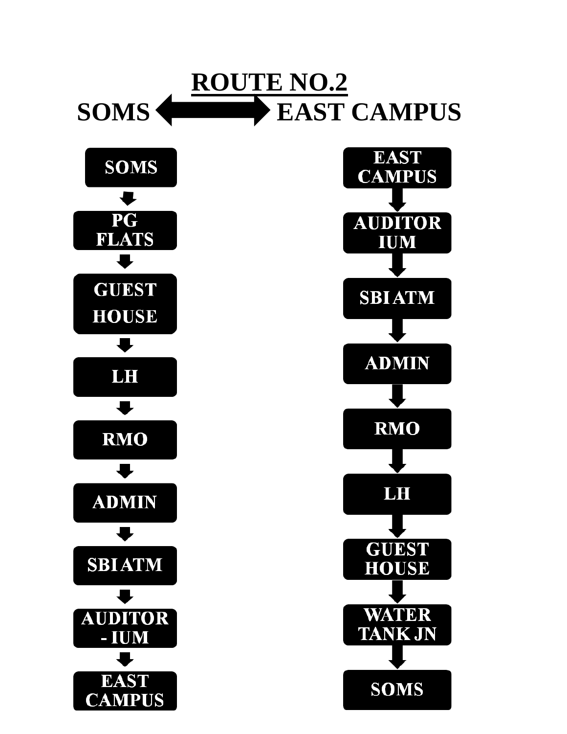# ROUTE NO.2

## SOMS ⟷ EAST CAMPUS

**SOMS → EAST CAMPUS**

1. SOMS
2. PG FLATS
3. GUEST HOUSE
4. LH
5. RMO
6. ADMIN
7. SBI ATM
8. AUDITOR - IUM
9. EAST CAMPUS

**EAST CAMPUS → SOMS**

1. EAST CAMPUS
2. AUDITOR IUM
3. SBI ATM
4. ADMIN
5. RMO
6. LH
7. GUEST HOUSE
8. WATER TANK JN
9. SOMS